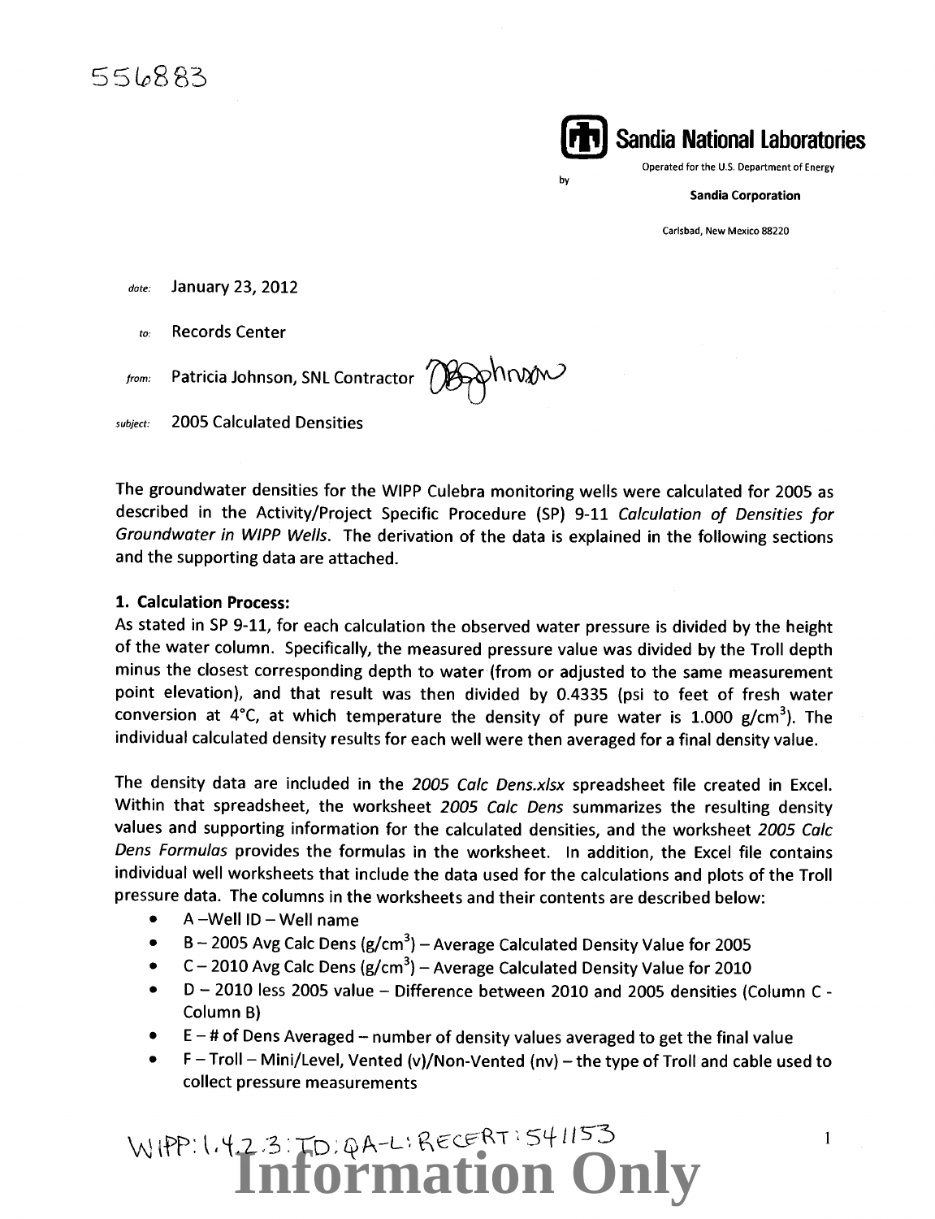556883

**Sandia National Laboratories**

Operated for the U.S. Department of Energy

by

**Sandia Corporation**

Carlsbad, New Mexico 88220

*date:* January 23, 2012

*to:* Records Center

*from:* Patricia Johnson, SNL Contractor

*subject:* 2005 Calculated Densities

The groundwater densities for the WIPP Culebra monitoring wells were calculated for 2005 as described in the Activity/Project Specific Procedure (SP) 9-11 *Calculation of Densities for Groundwater in WIPP Wells*. The derivation of the data is explained in the following sections and the supporting data are attached.

**1. Calculation Process:**

As stated in SP 9-11, for each calculation the observed water pressure is divided by the height of the water column. Specifically, the measured pressure value was divided by the Troll depth minus the closest corresponding depth to water (from or adjusted to the same measurement point elevation), and that result was then divided by 0.4335 (psi to feet of fresh water conversion at 4°C, at which temperature the density of pure water is 1.000 g/cm$^3$). The individual calculated density results for each well were then averaged for a final density value.

The density data are included in the *2005 Calc Dens.xlsx* spreadsheet file created in Excel. Within that spreadsheet, the worksheet *2005 Calc Dens* summarizes the resulting density values and supporting information for the calculated densities, and the worksheet *2005 Calc Dens Formulas* provides the formulas in the worksheet. In addition, the Excel file contains individual well worksheets that include the data used for the calculations and plots of the Troll pressure data. The columns in the worksheets and their contents are described below:

- A –Well ID – Well name
- B – 2005 Avg Calc Dens (g/cm$^3$) – Average Calculated Density Value for 2005
- C – 2010 Avg Calc Dens (g/cm$^3$) – Average Calculated Density Value for 2010
- D – 2010 less 2005 value – Difference between 2010 and 2005 densities (Column C - Column B)
- E – # of Dens Averaged – number of density values averaged to get the final value
- F – Troll – Mini/Level, Vented (v)/Non-Vented (nv) – the type of Troll and cable used to collect pressure measurements

WIPP:1.4.2.3:TD:QA-L:RECERT:541153

**Information Only**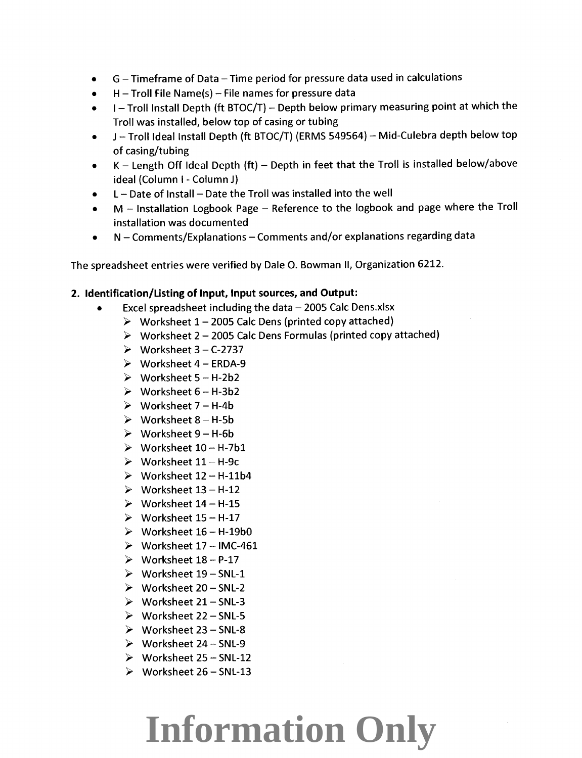- G – Timeframe of Data – Time period for pressure data used in calculations
- H – Troll File Name(s) – File names for pressure data
- I – Troll Install Depth (ft BTOC/T) – Depth below primary measuring point at which the Troll was installed, below top of casing or tubing
- J – Troll Ideal Install Depth (ft BTOC/T) (ERMS 549564) – Mid-Culebra depth below top of casing/tubing
- K – Length Off Ideal Depth (ft) – Depth in feet that the Troll is installed below/above ideal (Column I - Column J)
- L – Date of Install – Date the Troll was installed into the well
- M – Installation Logbook Page – Reference to the logbook and page where the Troll installation was documented
- N – Comments/Explanations – Comments and/or explanations regarding data

The spreadsheet entries were verified by Dale O. Bowman II, Organization 6212.

**2. Identification/Listing of Input, Input sources, and Output:**

- Excel spreadsheet including the data – 2005 Calc Dens.xlsx
  - Worksheet 1 – 2005 Calc Dens (printed copy attached)
  - Worksheet 2 – 2005 Calc Dens Formulas (printed copy attached)
  - Worksheet 3 – C-2737
  - Worksheet 4 – ERDA-9
  - Worksheet 5 – H-2b2
  - Worksheet 6 – H-3b2
  - Worksheet 7 – H-4b
  - Worksheet 8 – H-5b
  - Worksheet 9 – H-6b
  - Worksheet 10 – H-7b1
  - Worksheet 11 – H-9c
  - Worksheet 12 – H-11b4
  - Worksheet 13 – H-12
  - Worksheet 14 – H-15
  - Worksheet 15 – H-17
  - Worksheet 16 – H-19b0
  - Worksheet 17 – IMC-461
  - Worksheet 18 – P-17
  - Worksheet 19 – SNL-1
  - Worksheet 20 – SNL-2
  - Worksheet 21 – SNL-3
  - Worksheet 22 – SNL-5
  - Worksheet 23 – SNL-8
  - Worksheet 24 – SNL-9
  - Worksheet 25 – SNL-12
  - Worksheet 26 – SNL-13

Information Only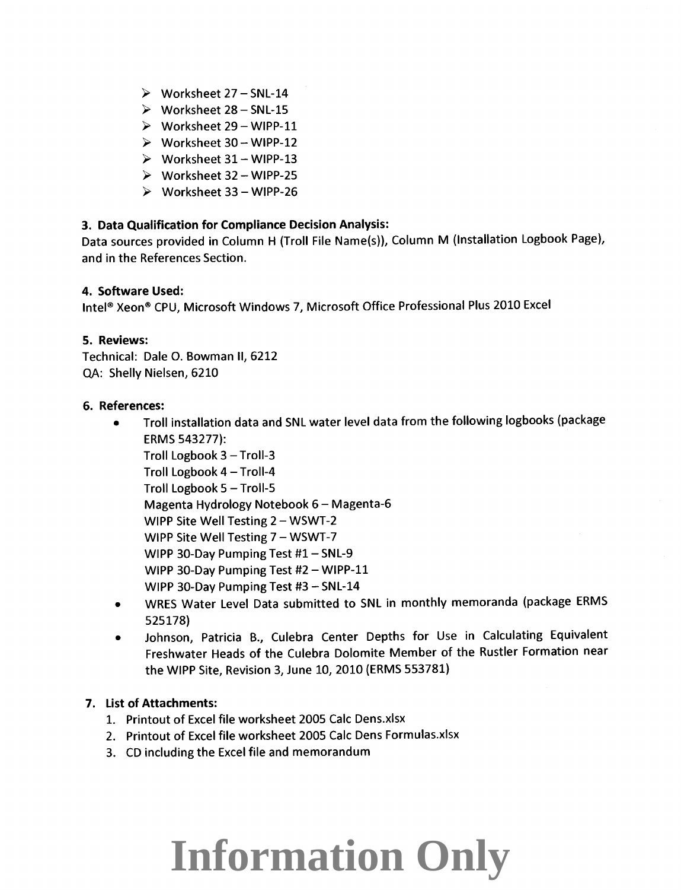- Worksheet 27 – SNL-14
- Worksheet 28 – SNL-15
- Worksheet 29 – WIPP-11
- Worksheet 30 – WIPP-12
- Worksheet 31 – WIPP-13
- Worksheet 32 – WIPP-25
- Worksheet 33 – WIPP-26

**3. Data Qualification for Compliance Decision Analysis:**

Data sources provided in Column H (Troll File Name(s)), Column M (Installation Logbook Page), and in the References Section.

**4. Software Used:**

Intel® Xeon® CPU, Microsoft Windows 7, Microsoft Office Professional Plus 2010 Excel

**5. Reviews:**

Technical: Dale O. Bowman II, 6212
QA: Shelly Nielsen, 6210

**6. References:**

- Troll installation data and SNL water level data from the following logbooks (package ERMS 543277):
  Troll Logbook 3 – Troll-3
  Troll Logbook 4 – Troll-4
  Troll Logbook 5 – Troll-5
  Magenta Hydrology Notebook 6 – Magenta-6
  WIPP Site Well Testing 2 – WSWT-2
  WIPP Site Well Testing 7 – WSWT-7
  WIPP 30-Day Pumping Test #1 – SNL-9
  WIPP 30-Day Pumping Test #2 – WIPP-11
  WIPP 30-Day Pumping Test #3 – SNL-14
- WRES Water Level Data submitted to SNL in monthly memoranda (package ERMS 525178)
- Johnson, Patricia B., Culebra Center Depths for Use in Calculating Equivalent Freshwater Heads of the Culebra Dolomite Member of the Rustler Formation near the WIPP Site, Revision 3, June 10, 2010 (ERMS 553781)

**7. List of Attachments:**

1. Printout of Excel file worksheet 2005 Calc Dens.xlsx
2. Printout of Excel file worksheet 2005 Calc Dens Formulas.xlsx
3. CD including the Excel file and memorandum

**Information Only**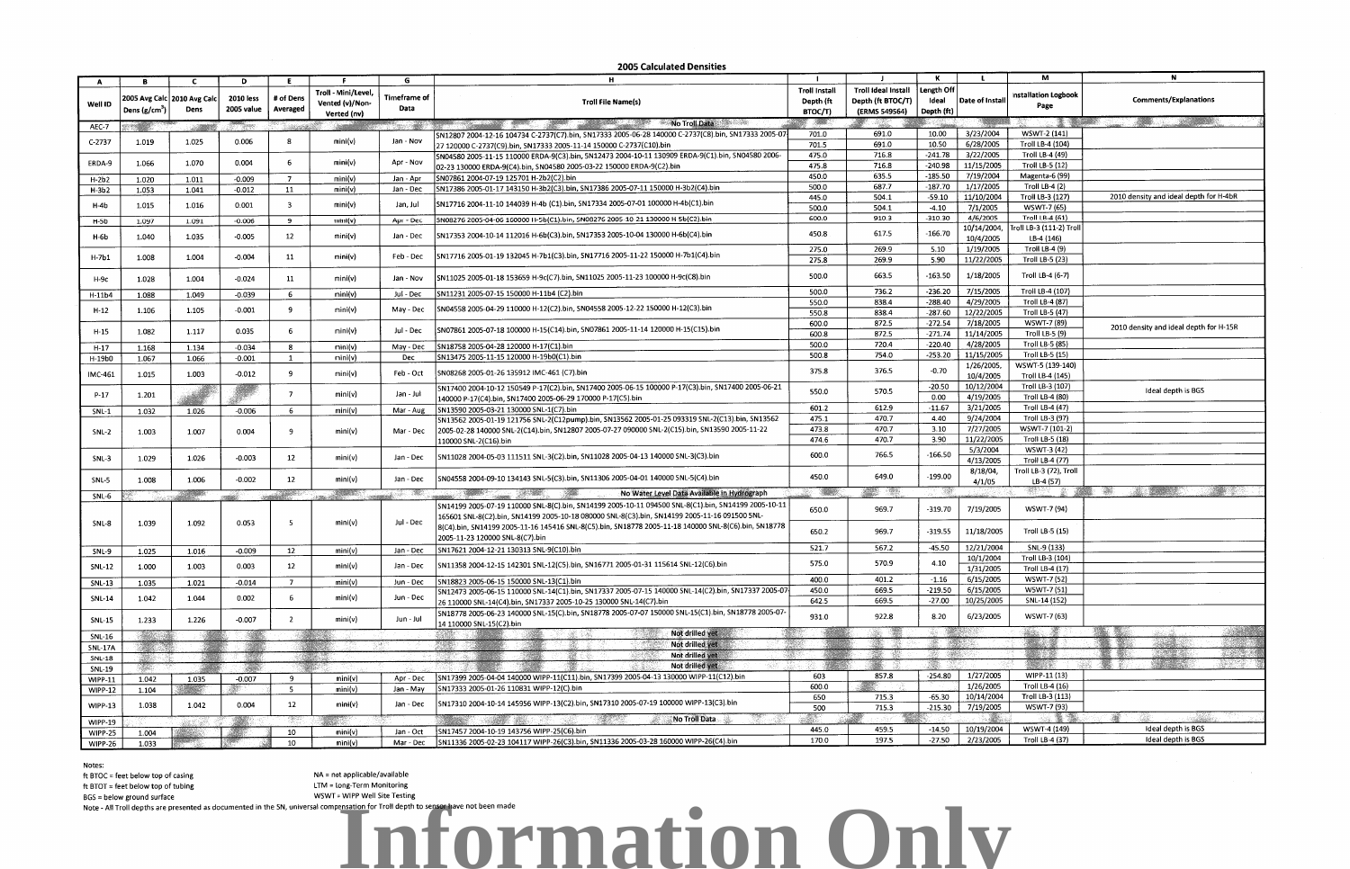## 2005 Calculated Densities

| A | B | C | D | E | F | G | H | I | J | K | L | M | N |
|---|---|---|---|---|---|---|---|---|---|---|---|---|---|
| Well ID | 2005 Avg Calc Dens (g/cm³) | 2010 Avg Calc Dens | 2010 less 2005 value | # of Dens Averaged | Troll - Mini/Level, Vented (v)/Non-Vented (nv) | Timeframe of Data | Troll File Name(s) | Troll Install Depth (ft BTOC/T) | Troll Ideal Install Depth (ft BTOC/T) (ERMS 549564) | Length Off Ideal Depth (ft) | Date of Install | Installation Logbook Page | Comments/Explanations |
| AEC-7 | | | | | | | No Troll Data | | | | | | |
| C-2737 | 1.019 | 1.025 | 0.006 | 8 | mini(v) | Jan - Nov | SN12807 2004-12-16 104734 C-2737(C7).bin, SN17333 2005-06-28 140000 C-2737(C8).bin, SN17333 2005-07-27 120000 C-2737(C9).bin, SN17333 2005-11-14 150000 C-2737(C10).bin | 701.0 | 691.0 | 10.00 | 3/23/2004 | WSWT-2 (141) | |
| | | | | | | | | 701.5 | 691.0 | 10.50 | 6/28/2005 | Troll LB-4 (104) | |
| ERDA-9 | 1.066 | 1.070 | 0.004 | 6 | mini(v) | Apr - Nov | SN04580 2005-11-15 110000 ERDA-9(C3).bin, SN12473 2004-10-11 130909 ERDA-9(C1).bin, SN04580 2006-02-23 130000 ERDA-9(C4).bin, SN04580 2005-03-22 150000 ERDA-9(C2).bin | 475.0 | 716.8 | -241.78 | 3/22/2005 | Troll LB-4 (49) | |
| | | | | | | | | 475.8 | 716.8 | -240.98 | 11/15/2005 | Troll LB-5 (12) | |
| H-2b2 | 1.020 | 1.011 | -0.009 | 7 | mini(v) | Jan - Apr | SN07861 2004-07-19 125701 H-2b2(C2).bin | 450.0 | 635.5 | -185.50 | 7/19/2004 | Magenta-6 (99) | |
| H-3b2 | 1.053 | 1.041 | -0.012 | 11 | mini(v) | Jan - Dec | SN17386 2005-01-17 143150 H-3b2(C3).bin, SN17386 2005-07-11 150000 H-3b2(C4).bin | 500.0 | 687.7 | -187.70 | 1/17/2005 | Troll LB-4 (2) | |
| H-4b | 1.015 | 1.016 | 0.001 | 3 | mini(v) | Jan, Jul | SN17716 2004-11-10 144039 H-4b (C1).bin, SN17334 2005-07-01 100000 H-4b(C1).bin | 445.0 | 504.1 | -59.10 | 11/10/2004 | Troll LB-3 (127) | 2010 density and ideal depth for H-4bR |
| | | | | | | | | 500.0 | 504.1 | -4.10 | 7/1/2005 | WSWT-7 (65) | |
| H-5b | 1.097 | 1.091 | -0.006 | 9 | mini(v) | Apr - Dec | SN08276 2005-04-06 100000 H-5b(C1).bin, SN08276 2005-10-21 130000 H-5b(C2).bin | 600.0 | 910.3 | -310.30 | 4/6/2005 | Troll LB-4 (61) | |
| H-6b | 1.040 | 1.035 | -0.005 | 12 | mini(v) | Jan - Dec | SN17353 2004-10-14 112016 H-6b(C3).bin, SN17353 2005-10-04 130000 H-6b(C4).bin | 450.8 | 617.5 | -166.70 | 10/14/2004, 10/4/2005 | Troll LB-3 (111-2) Troll LB-4 (146) | |
| H-7b1 | 1.008 | 1.004 | -0.004 | 11 | mini(v) | Feb - Dec | SN17716 2005-01-19 132045 H-7b1(C3).bin, SN17716 2005-11-22 150000 H-7b1(C4).bin | 275.0 | 269.9 | 5.10 | 1/19/2005 | Troll LB-4 (9) | |
| | | | | | | | | 275.8 | 269.9 | 5.90 | 11/22/2005 | Troll LB-5 (23) | |
| H-9c | 1.028 | 1.004 | -0.024 | 11 | mini(v) | Jan - Nov | SN11025 2005-01-18 153659 H-9c(C7).bin, SN11025 2005-11-23 100000 H-9c(C8).bin | 500.0 | 663.5 | -163.50 | 1/18/2005 | Troll LB-4 (6-7) | |
| H-11b4 | 1.088 | 1.049 | -0.039 | 6 | mini(v) | Jul - Dec | SN11231 2005-07-15 150000 H-11b4 (C2).bin | 500.0 | 736.2 | -236.20 | 7/15/2005 | Troll LB-4 (107) | |
| H-12 | 1.106 | 1.105 | -0.001 | 9 | mini(v) | May - Dec | SN04558 2005-04-29 110000 H-12(C2).bin, SN04558 2005-12-22 150000 H-12(C3).bin | 550.0 | 838.4 | -288.40 | 4/29/2005 | Troll LB-4 (87) | |
| | | | | | | | | 550.8 | 838.4 | -287.60 | 12/22/2005 | Troll LB-5 (47) | |
| H-15 | 1.082 | 1.117 | 0.035 | 6 | mini(v) | Jul - Dec | SN07861 2005-07-18 100000 H-15(C14).bin, SN07861 2005-11-14 120000 H-15(C15).bin | 600.0 | 872.5 | -272.54 | 7/18/2005 | WSWT-7 (89) | 2010 density and ideal depth for H-15R |
| | | | | | | | | 600.8 | 872.5 | -271.74 | 11/14/2005 | Troll LB-5 (9) | |
| H-17 | 1.168 | 1.134 | -0.034 | 8 | mini(v) | May - Dec | SN18758 2005-04-28 120000 H-17(C1).bin | 500.0 | 720.4 | -220.40 | 4/28/2005 | Troll LB-5 (85) | |
| H-19b0 | 1.067 | 1.066 | -0.001 | 1 | mini(v) | Dec | SN13475 2005-11-15 120000 H-19b0(C1).bin | 500.8 | 754.0 | -253.20 | 11/15/2005 | Troll LB-5 (15) | |
| IMC-461 | 1.015 | 1.003 | -0.012 | 9 | mini(v) | Feb - Oct | SN08268 2005-01-26 135912 IMC-461 (C7).bin | 375.8 | 376.5 | -0.70 | 1/26/2005, 10/4/2005 | WSWT-5 (139-140) Troll LB-4 (145) | |
| P-17 | 1.201 | | | 7 | mini(v) | Jan - Jul | SN17400 2004-10-12 150549 P-17(C2).bin, SN17400 2005-06-15 100000 P-17(C3).bin, SN17400 2005-06-21 140000 P-17(C4).bin, SN17400 2005-06-29 170000 P-17(C5).bin | 550.0 | 570.5 | -20.50 | 10/12/2004 | Troll LB-3 (107) | Ideal depth is BGS |
| | | | | | | | | | | 0.00 | 4/19/2005 | Troll LB-4 (80) | |
| SNL-1 | 1.032 | 1.026 | -0.006 | 6 | mini(v) | Mar - Aug | SN13590 2005-03-21 130000 SNL-1(C7).bin | 601.2 | 612.9 | -11.67 | 3/21/2005 | Troll LB-4 (47) | |
| SNL-2 | 1.003 | 1.007 | 0.004 | 9 | mini(v) | Mar - Dec | SN13562 2005-01-19 121756 SNL-2(C12pump).bin, SN13562 2005-01-25 093319 SNL-2(C13).bin, SN13562 2005-02-28 140000 SNL-2(C14).bin, SN12807 2005-07-27 090000 SNL-2(C15).bin, SN13590 2005-11-22 110000 SNL-2(C16).bin | 475.1 | 470.7 | 4.40 | 9/24/2004 | Troll LB-3 (97) | |
| | | | | | | | | 473.8 | 470.7 | 3.10 | 7/27/2005 | WSWT-7 (101-2) | |
| | | | | | | | | 474.6 | 470.7 | 3.90 | 11/22/2005 | Troll LB-5 (18) | |
| SNL-3 | 1.029 | 1.026 | -0.003 | 12 | mini(v) | Jan - Dec | SN11028 2004-05-03 111511 SNL-3(C2).bin, SN11028 2005-04-13 140000 SNL-3(C3).bin | 600.0 | 766.5 | -166.50 | 5/3/2004 | WSWT-3 (42) | |
| | | | | | | | | | | | 4/13/2005 | Troll LB-4 (77) | |
| SNL-5 | 1.008 | 1.006 | -0.002 | 12 | mini(v) | Jan - Dec | SN04558 2004-09-10 134143 SNL-5(C3).bin, SN11306 2005-04-01 140000 SNL-5(C4).bin | 450.0 | 649.0 | -199.00 | 8/18/04, 4/1/05 | Troll LB-3 (72), Troll LB-4 (57) | |
| SNL-6 | | | | | | | No Water Level Data Available in Hydrograph | | | | | | |
| SNL-8 | 1.039 | 1.092 | 0.053 | 5 | mini(v) | Jul - Dec | SN14199 2005-07-19 110000 SNL-8(C).bin, SN14199 2005-10-11 094500 SNL-8(C1).bin, SN14199 2005-10-11 165601 SNL-8(C2).bin, SN14199 2005-10-18 080000 SNL-8(C3).bin, SN14199 2005-11-16 091500 SNL-8(C4).bin, SN14199 2005-11-16 145416 SNL-8(C5).bin, SN18778 2005-11-18 140000 SNL-8(C6).bin, SN18778 2005-11-23 120000 SNL-8(C7).bin | 650.0 | 969.7 | -319.70 | 7/19/2005 | WSWT-7 (94) | |
| | | | | | | | | 650.2 | 969.7 | -319.55 | 11/18/2005 | Troll LB 5 (15) | |
| SNL-9 | 1.025 | 1.016 | -0.009 | 12 | mini(v) | Jan - Dec | SN17621 2004-12-21 130313 SNL-9(C10).bin | 521.7 | 567.2 | -45.50 | 12/21/2004 | SNL-9 (133) | |
| SNL-12 | 1.000 | 1.003 | 0.003 | 12 | mini(v) | Jan - Dec | SN11358 2004-12-15 142301 SNL-12(C5).bin, SN16771 2005-01-31 115614 SNL-12(C6).bin | 575.0 | 570.9 | 4.10 | 10/1/2004 | Troll LB-3 (104) | |
| | | | | | | | | | | | 1/31/2005 | Troll LB-4 (17) | |
| SNL-13 | 1.035 | 1.021 | -0.014 | 7 | mini(v) | Jun - Dec | SN18823 2005-06-15 150000 SNL-13(C1).bin | 400.0 | 401.2 | -1.16 | 6/15/2005 | WSWT-7 (52) | |
| SNL-14 | 1.042 | 1.044 | 0.002 | 6 | mini(v) | Jun - Dec | SN12473 2005-06-15 110000 SNL-14(C1).bin, SN17337 2005-07-15 140000 SNL-14(C2).bin, SN17337 2005-07-26 110000 SNL-14(C4).bin, SN17337 2005-10-25 130000 SNL-14(C7).bin | 450.0 | 669.5 | -219.50 | 6/15/2005 | WSWT-7 (51) | |
| | | | | | | | | 642.5 | 669.5 | -27.00 | 10/25/2005 | SNL-14 (152) | |
| SNL-15 | 1.233 | 1.226 | -0.007 | 2 | mini(v) | Jun - Jul | SN18778 2005-06-23 140000 SNL-15(C5).bin, SN18778 2005-07-07 150000 SNL-15(C1).bin, SN18778 2005-07-14 110000 SNL-15(C2).bin | 931.0 | 922.8 | 8.20 | 6/23/2005 | WSWT-7 (63) | |
| SNL-16 | | | | | | | Not drilled yet | | | | | | |
| SNL-17A | | | | | | | Not drilled yet | | | | | | |
| SNL-18 | | | | | | | Not drilled yet | | | | | | |
| SNL-19 | | | | | | | Not drilled yet | | | | | | |
| WIPP-11 | 1.042 | 1.035 | -0.007 | 9 | mini(v) | Apr - Dec | SN17399 2005-04-04 140000 WIPP-11(C11).bin, SN17399 2005-04-13 140000 WIPP-11(C12).bin | 603 | 857.8 | -254.80 | 1/27/2005 | WIPP-11 (13) | |
| WIPP-12 | 1.104 | | | 5 | mini(v) | Jan - May | SN17333 2005-01-26 110831 WIPP-12(C1).bin | 600.0 | | | 1/26/2005 | Troll LB-4 (16) | |
| WIPP-13 | 1.038 | 1.042 | 0.004 | 12 | mini(v) | Jan - Dec | SN17310 2004-10-14 145956 WIPP-13(C2).bin, SN17310 2005-07-19 100000 WIPP-13(C3).bin | 650 | 715.3 | -65.30 | 10/14/2004 | Troll LB-3 (113) | |
| | | | | | | | | 500 | 715.3 | -215.30 | 7/19/2005 | WSWT-7 (93) | |
| WIPP-19 | | | | | | | No Troll Data | | | | | | |
| WIPP-25 | 1.004 | | | 10 | mini(v) | Jan - Oct | SN17457 2004-10-19 143756 WIPP-25(C6).bin | 445.0 | 459.5 | -14.50 | 10/19/2004 | WSWT-4 (149) | Ideal depth is BGS |
| WIPP-26 | 1.033 | | | 10 | mini(v) | Mar - Dec | SN11336 2005-02-23 104117 WIPP-26(C3).bin, SN11336 2005-03-28 160000 WIPP-26(C4).bin | 170.0 | 197.5 | -27.50 | 2/23/2005 | Troll LB-4 (37) | Ideal depth is BGS |

Notes:

ft BTOC = feet below top of casing

ft BTOT = feet below top of tubing

BGS = below ground surface

NA = not applicable/available

LTM = Long-Term Monitoring

WSWT = WIPP Well Site Testing

Note - All Troll depths are presented as documented in the SN, universal compensation for Troll depth to sensor have not been made

**Information Only**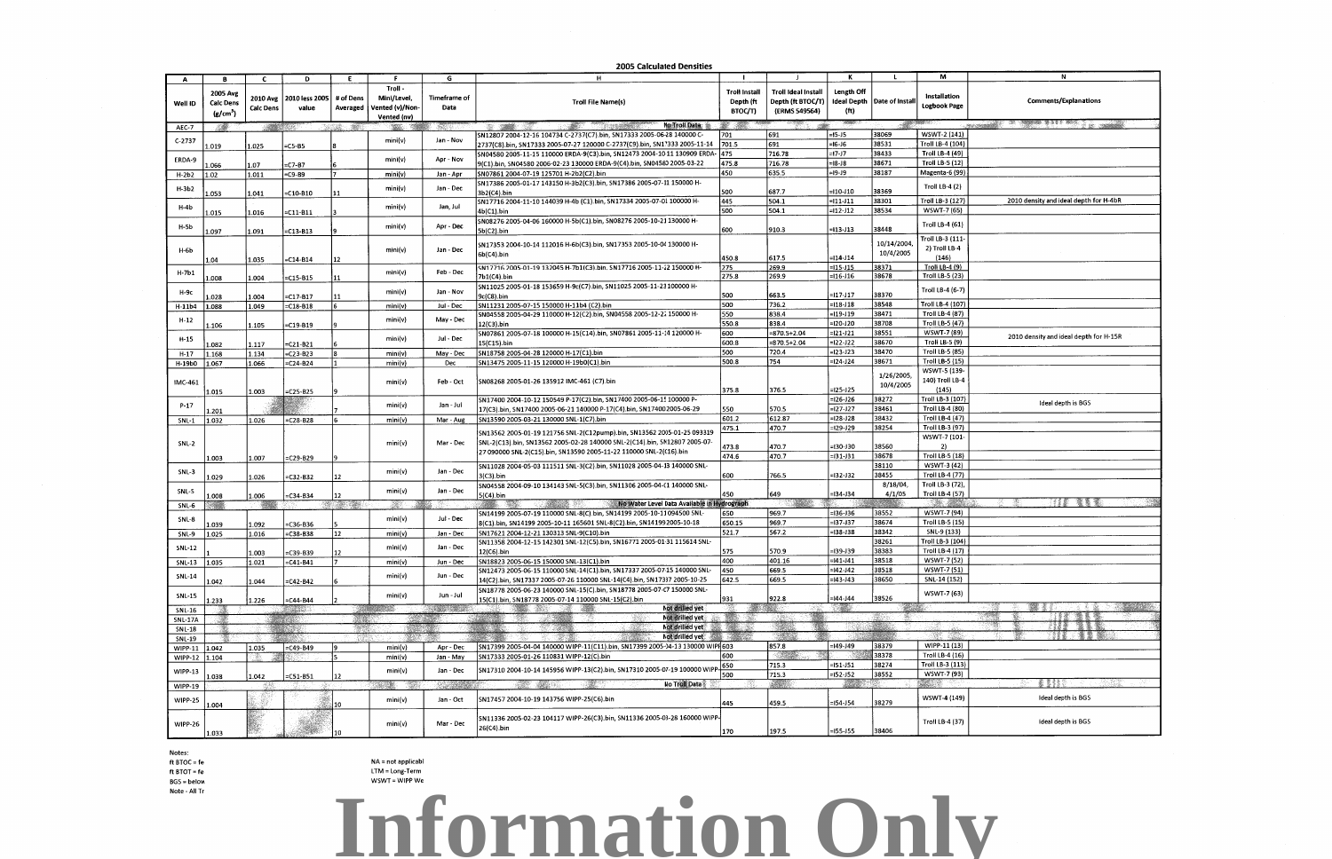# 2005 Calculated Densities

| A | B | C | D | E | F | G | H | I | J | K | L | M | N |
|---|---|---|---|---|---|---|---|---|---|---|---|---|---|
| Well ID | 2005 Avg Calc Dens (g/cm$^3$) | 2010 Avg Calc Dens | 2010 less 2005 value | # of Dens Averaged | Troll - Mini/Level, Vented (v)/Non-Vented (nv) | Timeframe of Data | Troll File Name(s) | Troll Install Depth (ft BTOC/T) | Troll Ideal Install Depth (ft BTOC/T) (ERMS 549564) | Length Off Ideal Depth (ft) | Date of Install | Installation Logbook Page | Comments/Explanations |
| AEC-7 | | | | | | | No Troll Data | | | | | | |
| C-2737 | 1.019 | 1.025 | =C5-B5 | 8 | mini(v) | Jan - Nov | SN12807 2004-12-16 104734 C-2737(C7).bin, SN17333 2005-06-28 140000 C-2737(C8).bin, SN17333 2005-07-27 120000 C-2737(C9).bin, SN17333 2005-11-14 | 701<br>701.5 | 691<br>691 | =I5-J5<br>=I6-J6 | 38069<br>38531 | WSWT-2 (141)<br>Troll LB-4 (104) | |
| ERDA-9 | 1.066 | 1.07 | =C7-B7 | 6 | mini(v) | Apr - Nov | SN04580 2005-11-15 110000 ERDA-9(C3).bin, SN12473 2004-10-11 130909 ERDA-9(C1).bin, SN04580 2006-02-23 130000 ERDA-9(C4).bin, SN04580 2005-03-22 | 475<br>475.8 | 716.78<br>716.78 | =I7-J7<br>=I8-J8 | 38433<br>38671 | Troll LB-4 (49)<br>Troll LB-5 (12) | |
| H-2b2 | 1.02 | 1.011 | =C9-B9 | 7 | mini(v) | Jan - Apr | SN07861 2004-07-19 125701 H-2b2(C2).bin | 450 | 635.5 | =I9-J9 | 38187 | Magenta-6 (99) | |
| H-3b2 | 1.053 | 1.041 | =C10-B10 | 11 | mini(v) | Jan - Dec | SN17386 2005-01-17 143150 H-3b2(C3).bin, SN17386 2005-07-11 150000 H-3b2(C4).bin | 500 | 687.7 | =I10-J10 | 38369 | Troll LB-4 (2) | |
| H-4b | 1.015 | 1.016 | =C11-B11 | 3 | mini(v) | Jan, Jul | SN17716 2004-11-10 144039 H-4b (C1).bin, SN17334 2005-07-01 100000 H-4b(C1).bin | 445<br>500 | 504.1<br>504.1 | =I11-J11<br>=I12-J12 | 38301<br>38534 | Troll LB-3 (127)<br>WSWT-7 (65) | 2010 density and ideal depth for H-4bR |
| H-5b | 1.097 | 1.091 | =C13-B13 | 9 | mini(v) | Apr - Dec | SN08276 2005-04-06 160000 H-5b(C1).bin, SN08276 2005-10-21 130000 H-5b(C2).bin | 600 | 910.3 | =I13-J13 | 38448 | Troll LB-4 (61) | |
| H-6b | 1.04 | 1.035 | =C14-B14 | 12 | mini(v) | Jan - Dec | SN17353 2004-10-14 112016 H-6b(C3).bin, SN17353 2005-10-04 130000 H-6b(C4).bin | 450.8 | 617.5 | =I14-J14 | 10/14/2004, 10/4/2005 | Troll LB-3 (111-2) Troll LB-4 (146) | |
| H-7b1 | 1.008 | 1.004 | =C15-B15 | 11 | mini(v) | Feb - Dec | SN17716 2005-01-19 132045 H-7b1(C3).bin, SN17716 2005-11-12 150000 H-7b1(C4).bin | 275<br>275.8 | 269.9<br>269.9 | =I15-J15<br>=I16-J16 | 38371<br>38678 | Troll LB-4 (9)<br>Troll LB-5 (23) | |
| H-9c | 1.028 | 1.004 | =C17-B17 | 11 | mini(v) | Jan - Nov | SN11025 2005-01-18 153659 H-9c(C7).bin, SN11025 2005-11-23 100000 H-9c(C8).bin | 500 | 663.5 | =I17-J17 | 38370 | Troll LB-4 (6-7) | |
| H-11b4 | 1.088 | 1.049 | =C18-B18 | 6 | mini(v) | Jul - Dec | SN11231 2005-07-15 150000 H-11b4 (C2).bin | 500 | 736.2 | =I18-J18 | 38548 | Troll LB-4 (107) | |
| H-12 | 1.106 | 1.105 | =C19-B19 | 9 | mini(v) | May - Dec | SN04558 2005-04-29 110000 H-12(C2).bin, SN04558 2005-12-22 150000 H-12(C3).bin | 550<br>550.8 | 838.4<br>838.4 | =I19-J19<br>=I20-J20 | 38471<br>38708 | Troll LB-4 (87)<br>Troll LB-5 (47) | |
| H-15 | 1.082 | 1.117 | =C21-B21 | 6 | mini(v) | Jul - Dec | SN07861 2005-07-18 100000 H-15(C14).bin, SN07861 2005-11-14 120000 H-15(C15).bin | 600<br>600.8 | =870.5+2.04<br>=870.5+2.04 | =I21-J21<br>=I22-J22 | 38551<br>38670 | WSWT-7 (89)<br>Troll LB-5 (9) | 2010 density and ideal depth for H-15R |
| H-17 | 1.168 | 1.134 | =C23-B23 | 8 | mini(v) | May - Dec | SN18758 2005-04-28 120000 H-17(C1).bin | 500 | 720.4 | =I23-J23 | 38470 | Troll LB-4 (85) | |
| H-19b0 | 1.067 | 1.066 | =C24-B24 | 1 | mini(v) | Dec | SN13475 2005-11-15 120000 H-19b0(C1).bin | 500.8 | 754 | =I24-J24 | 38671 | Troll LB-5 (15) | |
| IMC-461 | 1.015 | 1.003 | =C25-B25 | 9 | mini(v) | Feb - Oct | SN08268 2005-01-26 135912 IMC-461 (C7).bin | 375.8 | 376.5 | =I25-J25 | 1/26/2005, 10/4/2005 | WSWT-5 (139-140) Troll LB-4 (145) | |
| P-17 | 1.201 | | | 7 | mini(v) | Jan - Jul | SN17400 2004-10-12 150549 P-17(C2).bin, SN17400 2005-06-15 100000 P-17(C3).bin, SN17400 2005-06-21 140000 P-17(C4).bin, SN17400 2005-06-29 | 550 | 570.5 | =I26-J26<br>=I27-J27 | 38272<br>38461 | Troll LB-3 (107)<br>Troll LB-4 (80) | Ideal depth is BGS |
| SNL-1 | 1.032 | 1.026 | =C28-B28 | 6 | mini(v) | Mar - Aug | SN13590 2005-03-21 130000 SNL-1(C7).bin | 601.2 | 612.87 | =I28-J28 | 38432 | Troll LB-4 (47) | |
| SNL-2 | 1.003 | 1.007 | =C29-B29 | 9 | mini(v) | Mar - Dec | SN13562 2005-01-19 121756 SNL-2(C12pump).bin, SN13562 2005-01-25 093319 SNL-2(C13).bin, SN13562 2005-02-28 140000 SNL-2(C14).bin, SN12807 2005-07-27 090000 SNL-2(C15).bin, SN13590 2005-11-22 110000 SNL-2(C16).bin | 475.1<br>473.8<br>474.6 | 470.7<br>470.7<br>470.7 | =I29-J29<br>=I30-J30<br>=I31-J31 | 38254<br>38560<br>38678 | Troll LB-3 (97)<br>WSWT-7 (101-2)<br>Troll LB-5 (18) | |
| SNL-3 | 1.029 | 1.026 | =C32-B32 | 12 | mini(v) | Jan - Dec | SN11028 2004-05-03 111511 SNL-3(C2).bin, SN11028 2005-04-13 140000 SNL-3(C3).bin | 600 | 766.5 | =I32-J32 | 38110<br>38455 | WSWT-3 (42)<br>Troll LB-4 (77) | |
| SNL-5 | 1.008 | 1.006 | =C34-B34 | 12 | mini(v) | Jan - Dec | SN04558 2004-09-10 134143 SNL-5(C3).bin, SN11306 2005-04-01 140000 SNL-5(C4).bin | 450 | 649 | =I34-J34 | 8/18/04, 4/1/05 | Troll LB-3 (72), Troll LB-4 (57) | |
| SNL-6 | | | | | | | No Water Level Data Available in Hydrograph | | | | | | |
| SNL-8 | 1.039 | 1.092 | =C36-B36 | 5 | mini(v) | Jul - Dec | SN14199 2005-07-19 110000 SNL-8(C).bin, SN14199 2005-10-11 094500 SNL-8(C1).bin, SN14199 2005-10-11 165601 SNL-8(C2).bin, SN14199 2005-10-18 | 650<br>650.15 | 969.7<br>969.7 | =I36-J36<br>=I37-J37 | 38552<br>38674 | WSWT-7 (94)<br>Troll LB-5 (15) | |
| SNL-9 | 1.025 | 1.016 | =C38-B38 | 12 | mini(v) | Jan - Dec | SN17621 2004-12-21 130013 SNL-9(C10).bin | 521.7 | 567.2 | =I38-J38 | 38342 | SNL-9 (133) | |
| SNL-12 | 1 | 1.003 | =C39-B39 | 12 | mini(v) | Jan - Dec | SN11358 2004-12-15 142301 SNL-12(C5).bin, SN16771 2005-01-31 115614 SNL-12(C6).bin | 575 | 570.9 | =I39-J39 | 38261<br>38383 | Troll LB-3 (104)<br>Troll LB-4 (17) | |
| SNL-13 | 1.035 | 1.021 | =C41-B41 | 7 | mini(v) | Jun - Dec | SN18823 2005-06-15 150000 SNL-13(C1).bin | 400 | 401.16 | =I41-J41 | 38518 | WSWT-7 (52) | |
| SNL-14 | 1.042 | 1.044 | =C42-B42 | 6 | mini(v) | Jun - Dec | SN12473 2005-06-15 110000 SNL-14(C1).bin, SN17337 2005-07-15 140000 SNL-14(C2).bin, SN17337 2005-07-26 110000 SNL-14(C4).bin, SN17337 2005-10-25 | 450<br>642.5 | 669.5<br>669.5 | =I42-J42<br>=I43-J43 | 38518<br>38650 | WSWT-7 (51)<br>SNL-14 (152) | |
| SNL-15 | 1.233 | 1.226 | =C44-B44 | 2 | mini(v) | Jun - Jul | SN18778 2005-06-23 140000 SNL-15(C).bin, SN18778 2005-07-07 150000 SNL-15(C1).bin, SN18778 2005-07-14 110000 SNL-15(C2).bin | 931 | 922.8 | =I44-J44 | 38526 | WSWT-7 (63) | |
| SNL-16 | | | | | | | Not drilled yet | | | | | | |
| SNL-17A | | | | | | | Not drilled yet | | | | | | |
| SNL-18 | | | | | | | Not drilled yet | | | | | | |
| SNL-19 | | | | | | | Not drilled yet | | | | | | |
| WIPP-11 | 1.042 | 1.035 | =C49-B49 | 9 | mini(v) | Apr - Dec | SN17399 2005-04-04 140000 WIPP-11(C11).bin, SN17399 2005-04-13 130000 WIPP | 603 | 857.8 | =I49-J49 | 38379 | WIPP-11 (13) | |
| WIPP-12 | 1.104 | | | 5 | mini(v) | Jan - May | SN17333 2005-01-26 110831 WIPP-12(C).bin | 600 | | | 38378 | Troll LB-4 (16) | |
| WIPP-13 | 1.038 | 1.042 | =C51-B51 | 12 | mini(v) | Jan - Dec | SN17310 2004-10-14 145956 WIPP-13(C2).bin, SN17310 2005-07-19 100000 WIPP- | 650<br>500 | 715.3<br>715.3 | =I51-J51<br>=I52-J52 | 38274<br>38552 | Troll LB-3 (113)<br>WSWT-7 (93) | |
| WIPP-19 | | | | | | | No Troll Data | | | | | | |
| WIPP-25 | 1.004 | | | 10 | mini(v) | Jan - Oct | SN17457 2004-10-19 143756 WIPP-25(C6).bin | 445 | 459.5 | =I54-J54 | 38279 | WSWT-4 (149) | Ideal depth is BGS |
| WIPP-26 | 1.033 | | | 10 | mini(v) | Mar - Dec | SN11336 2005-02-23 104117 WIPP-26(C3).bin, SN11336 2005-03-28 160000 WIPP-26(C4).bin | 170 | 197.5 | =I55-J55 | 38406 | Troll LB-4 (37) | Ideal depth is BGS |

Notes:
ft BTOC = fe
ft BTOT = fe
BGS = below
Note - All Tr

NA = not applicabl
LTM = Long-Term
WSWT = WIPP We

Information Only